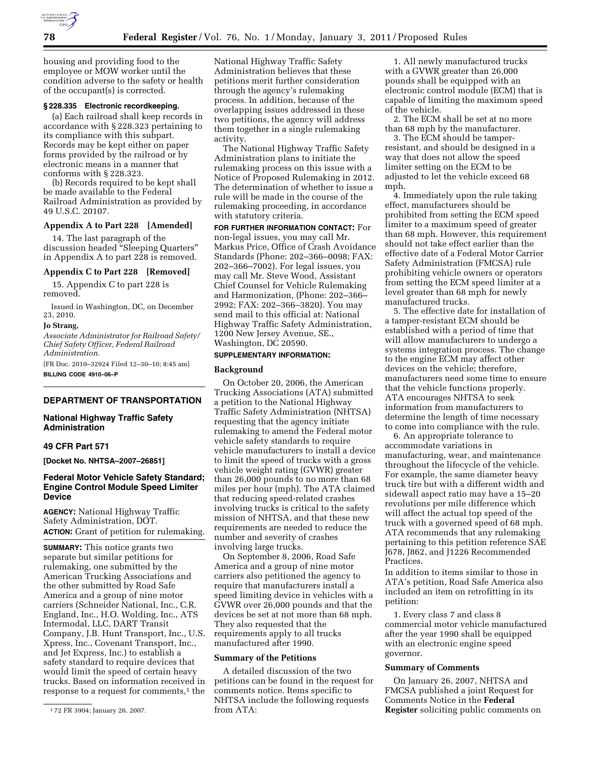housing and providing food to the employee or MOW worker until the condition adverse to the safety or health of the occupant(s) is corrected.

**§ 228.335 Electronic recordkeeping.**

(a) Each railroad shall keep records in accordance with § 228.323 pertaining to its compliance with this subpart. Records may be kept either on paper forms provided by the railroad or by electronic means in a manner that conforms with § 228.323.

(b) Records required to be kept shall be made available to the Federal Railroad Administration as provided by 49 U.S.C. 20107.

**Appendix A to Part 228 [Amended]**

14. The last paragraph of the discussion headed "Sleeping Quarters" in Appendix A to part 228 is removed.

**Appendix C to Part 228 [Removed]**

15. Appendix C to part 228 is removed.

Issued in Washington, DC, on December 23, 2010.

**Jo Strang,**

*Associate Administrator for Railroad Safety/Chief Safety Officer, Federal Railroad Administration.*

[FR Doc. 2010–32924 Filed 12–30–10; 8:45 am]

**BILLING CODE 4910–06–P**

## DEPARTMENT OF TRANSPORTATION

### National Highway Traffic Safety Administration

### 49 CFR Part 571

**[Docket No. NHTSA–2007–26851]**

### Federal Motor Vehicle Safety Standard; Engine Control Module Speed Limiter Device

**AGENCY:** National Highway Traffic Safety Administration, DOT.

**ACTION:** Grant of petition for rulemaking.

**SUMMARY:** This notice grants two separate but similar petitions for rulemaking, one submitted by the American Trucking Associations and the other submitted by Road Safe America and a group of nine motor carriers (Schneider National, Inc., C.R. England, Inc., H.O. Wolding, Inc., ATS Intermodal, LLC, DART Transit Company, J.B. Hunt Transport, Inc., U.S. Xpress, Inc., Covenant Transport, Inc., and Jet Express, Inc.) to establish a safety standard to require devices that would limit the speed of certain heavy trucks. Based on information received in response to a request for comments,[1] the National Highway Traffic Safety Administration believes that these petitions merit further consideration through the agency's rulemaking process. In addition, because of the overlapping issues addressed in these two petitions, the agency will address them together in a single rulemaking activity.

The National Highway Traffic Safety Administration plans to initiate the rulemaking process on this issue with a Notice of Proposed Rulemaking in 2012. The determination of whether to issue a rule will be made in the course of the rulemaking proceeding, in accordance with statutory criteria.

**FOR FURTHER INFORMATION CONTACT:** For non-legal issues, you may call Mr. Markus Price, Office of Crash Avoidance Standards (Phone: 202–366–0098; FAX: 202–366–7002). For legal issues, you may call Mr. Steve Wood, Assistant Chief Counsel for Vehicle Rulemaking and Harmonization, (Phone: 202–366–2992; FAX: 202–366–3820). You may send mail to this official at: National Highway Traffic Safety Administration, 1200 New Jersey Avenue, SE., Washington, DC 20590.

**SUPPLEMENTARY INFORMATION:**

**Background**

On October 20, 2006, the American Trucking Associations (ATA) submitted a petition to the National Highway Traffic Safety Administration (NHTSA) requesting that the agency initiate rulemaking to amend the Federal motor vehicle safety standards to require vehicle manufacturers to install a device to limit the speed of trucks with a gross vehicle weight rating (GVWR) greater than 26,000 pounds to no more than 68 miles per hour (mph). The ATA claimed that reducing speed-related crashes involving trucks is critical to the safety mission of NHTSA, and that these new requirements are needed to reduce the number and severity of crashes involving large trucks.

On September 8, 2006, Road Safe America and a group of nine motor carriers also petitioned the agency to require that manufacturers install a speed limiting device in vehicles with a GVWR over 26,000 pounds and that the devices be set at not more than 68 mph. They also requested that the requirements apply to all trucks manufactured after 1990.

**Summary of the Petitions**

A detailed discussion of the two petitions can be found in the request for comments notice. Items specific to NHTSA include the following requests from ATA:

1. All newly manufactured trucks with a GVWR greater than 26,000 pounds shall be equipped with an electronic control module (ECM) that is capable of limiting the maximum speed of the vehicle.

2. The ECM shall be set at no more than 68 mph by the manufacturer.

3. The ECM should be tamper-resistant, and should be designed in a way that does not allow the speed limiter setting on the ECM to be adjusted to let the vehicle exceed 68 mph.

4. Immediately upon the rule taking effect, manufacturers should be prohibited from setting the ECM speed limiter to a maximum speed of greater than 68 mph. However, this requirement should not take effect earlier than the effective date of a Federal Motor Carrier Safety Administration (FMCSA) rule prohibiting vehicle owners or operators from setting the ECM speed limiter at a level greater than 68 mph for newly manufactured trucks.

5. The effective date for installation of a tamper-resistant ECM should be established with a period of time that will allow manufacturers to undergo a systems integration process. The change to the engine ECM may affect other devices on the vehicle; therefore, manufacturers need some time to ensure that the vehicle functions properly. ATA encourages NHTSA to seek information from manufacturers to determine the length of time necessary to come into compliance with the rule.

6. An appropriate tolerance to accommodate variations in manufacturing, wear, and maintenance throughout the lifecycle of the vehicle. For example, the same diameter heavy truck tire but with a different width and sidewall aspect ratio may have a 15–20 revolutions per mile difference which will affect the actual top speed of the truck with a governed speed of 68 mph. ATA recommends that any rulemaking pertaining to this petition reference SAE J678, J862, and J1226 Recommended Practices.

In addition to items similar to those in ATA's petition, Road Safe America also included an item on retrofitting in its petition:

1. Every class 7 and class 8 commercial motor vehicle manufactured after the year 1990 shall be equipped with an electronic engine speed governor.

**Summary of Comments**

On January 26, 2007, NHTSA and FMCSA published a joint Request for Comments Notice in the **Federal Register** soliciting public comments on

[1] 72 FR 3904; January 26, 2007.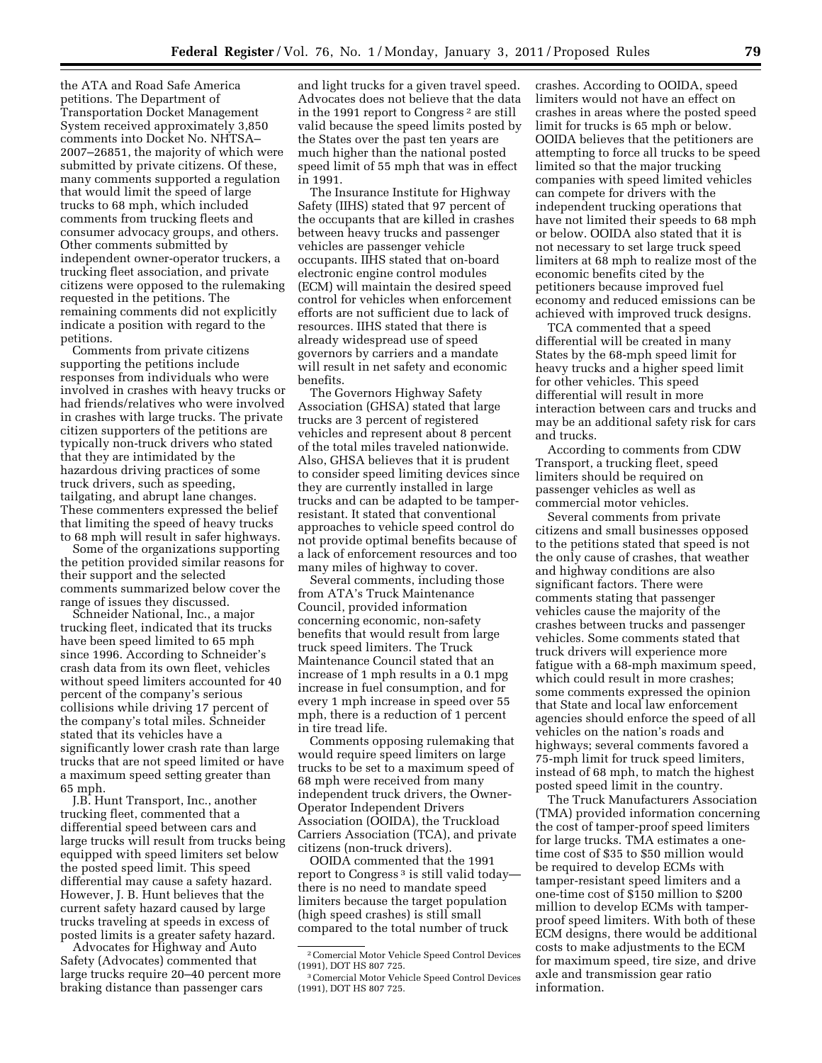the ATA and Road Safe America petitions. The Department of Transportation Docket Management System received approximately 3,850 comments into Docket No. NHTSA–2007–26851, the majority of which were submitted by private citizens. Of these, many comments supported a regulation that would limit the speed of large trucks to 68 mph, which included comments from trucking fleets and consumer advocacy groups, and others. Other comments submitted by independent owner-operator truckers, a trucking fleet association, and private citizens were opposed to the rulemaking requested in the petitions. The remaining comments did not explicitly indicate a position with regard to the petitions.

Comments from private citizens supporting the petitions include responses from individuals who were involved in crashes with heavy trucks or had friends/relatives who were involved in crashes with large trucks. The private citizen supporters of the petitions are typically non-truck drivers who stated that they are intimidated by the hazardous driving practices of some truck drivers, such as speeding, tailgating, and abrupt lane changes. These commenters expressed the belief that limiting the speed of heavy trucks to 68 mph will result in safer highways.

Some of the organizations supporting the petition provided similar reasons for their support and the selected comments summarized below cover the range of issues they discussed.

Schneider National, Inc., a major trucking fleet, indicated that its trucks have been speed limited to 65 mph since 1996. According to Schneider's crash data from its own fleet, vehicles without speed limiters accounted for 40 percent of the company's serious collisions while driving 17 percent of the company's total miles. Schneider stated that its vehicles have a significantly lower crash rate than large trucks that are not speed limited or have a maximum speed setting greater than 65 mph.

J.B. Hunt Transport, Inc., another trucking fleet, commented that a differential speed between cars and large trucks will result from trucks being equipped with speed limiters set below the posted speed limit. This speed differential may cause a safety hazard. However, J. B. Hunt believes that the current safety hazard caused by large trucks traveling at speeds in excess of posted limits is a greater safety hazard.

Advocates for Highway and Auto Safety (Advocates) commented that large trucks require 20–40 percent more braking distance than passenger cars and light trucks for a given travel speed. Advocates does not believe that the data in the 1991 report to Congress [2] are still valid because the speed limits posted by the States over the past ten years are much higher than the national posted speed limit of 55 mph that was in effect in 1991.

The Insurance Institute for Highway Safety (IIHS) stated that 97 percent of the occupants that are killed in crashes between heavy trucks and passenger vehicles are passenger vehicle occupants. IIHS stated that on-board electronic engine control modules (ECM) will maintain the desired speed control for vehicles when enforcement efforts are not sufficient due to lack of resources. IIHS stated that there is already widespread use of speed governors by carriers and a mandate will result in net safety and economic benefits.

The Governors Highway Safety Association (GHSA) stated that large trucks are 3 percent of registered vehicles and represent about 8 percent of the total miles traveled nationwide. Also, GHSA believes that it is prudent to consider speed limiting devices since they are currently installed in large trucks and can be adapted to be tamper-resistant. It stated that conventional approaches to vehicle speed control do not provide optimal benefits because of a lack of enforcement resources and too many miles of highway to cover.

Several comments, including those from ATA's Truck Maintenance Council, provided information concerning economic, non-safety benefits that would result from large truck speed limiters. The Truck Maintenance Council stated that an increase of 1 mph results in a 0.1 mpg increase in fuel consumption, and for every 1 mph increase in speed over 55 mph, there is a reduction of 1 percent in tire tread life.

Comments opposing rulemaking that would require speed limiters on large trucks to be set to a maximum speed of 68 mph were received from many independent truck drivers, the Owner-Operator Independent Drivers Association (OOIDA), the Truckload Carriers Association (TCA), and private citizens (non-truck drivers).

OOIDA commented that the 1991 report to Congress [3] is still valid today—there is no need to mandate speed limiters because the target population (high speed crashes) is still small compared to the total number of truck crashes. According to OOIDA, speed limiters would not have an effect on crashes in areas where the posted speed limit for trucks is 65 mph or below. OOIDA believes that the petitioners are attempting to force all trucks to be speed limited so that the major trucking companies with speed limited vehicles can compete for drivers with the independent trucking operations that have not limited their speeds to 68 mph or below. OOIDA also stated that it is not necessary to set large truck speed limiters at 68 mph to realize most of the economic benefits cited by the petitioners because improved fuel economy and reduced emissions can be achieved with improved truck designs.

TCA commented that a speed differential will be created in many States by the 68-mph speed limit for heavy trucks and a higher speed limit for other vehicles. This speed differential will result in more interaction between cars and trucks and may be an additional safety risk for cars and trucks.

According to comments from CDW Transport, a trucking fleet, speed limiters should be required on passenger vehicles as well as commercial motor vehicles.

Several comments from private citizens and small businesses opposed to the petitions stated that speed is not the only cause of crashes, that weather and highway conditions are also significant factors. There were comments stating that passenger vehicles cause the majority of the crashes between trucks and passenger vehicles. Some comments stated that truck drivers will experience more fatigue with a 68-mph maximum speed, which could result in more crashes; some comments expressed the opinion that State and local law enforcement agencies should enforce the speed of all vehicles on the nation's roads and highways; several comments favored a 75-mph limit for truck speed limiters, instead of 68 mph, to match the highest posted speed limit in the country.

The Truck Manufacturers Association (TMA) provided information concerning the cost of tamper-proof speed limiters for large trucks. TMA estimates a one-time cost of $35 to $50 million would be required to develop ECMs with tamper-resistant speed limiters and a one-time cost of $150 million to $200 million to develop ECMs with tamper-proof speed limiters. With both of these ECM designs, there would be additional costs to make adjustments to the ECM for maximum speed, tire size, and drive axle and transmission gear ratio information.

---

[2] Comercial Motor Vehicle Speed Control Devices (1991), DOT HS 807 725.

[3] Comercial Motor Vehicle Speed Control Devices (1991), DOT HS 807 725.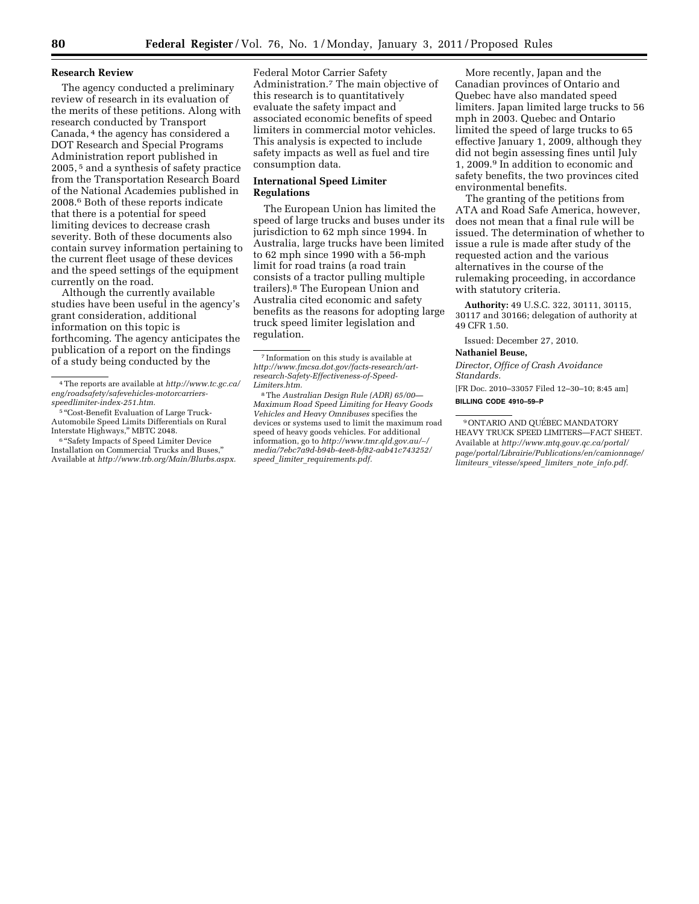**Research Review**

The agency conducted a preliminary review of research in its evaluation of the merits of these petitions. Along with research conducted by Transport Canada,[4] the agency has considered a DOT Research and Special Programs Administration report published in 2005,[5] and a synthesis of safety practice from the Transportation Research Board of the National Academies published in 2008.[6] Both of these reports indicate that there is a potential for speed limiting devices to decrease crash severity. Both of these documents also contain survey information pertaining to the current fleet usage of these devices and the speed settings of the equipment currently on the road.

Although the currently available studies have been useful in the agency's grant consideration, additional information on this topic is forthcoming. The agency anticipates the publication of a report on the findings of a study being conducted by the Federal Motor Carrier Safety Administration.[7] The main objective of this research is to quantitatively evaluate the safety impact and associated economic benefits of speed limiters in commercial motor vehicles. This analysis is expected to include safety impacts as well as fuel and tire consumption data.

**International Speed Limiter Regulations**

The European Union has limited the speed of large trucks and buses under its jurisdiction to 62 mph since 1994. In Australia, large trucks have been limited to 62 mph since 1990 with a 56-mph limit for road trains (a road train consists of a tractor pulling multiple trailers).[8] The European Union and Australia cited economic and safety benefits as the reasons for adopting large truck speed limiter legislation and regulation.

More recently, Japan and the Canadian provinces of Ontario and Quebec have also mandated speed limiters. Japan limited large trucks to 56 mph in 2003. Quebec and Ontario limited the speed of large trucks to 65 effective January 1, 2009, although they did not begin assessing fines until July 1, 2009.[9] In addition to economic and safety benefits, the two provinces cited environmental benefits.

The granting of the petitions from ATA and Road Safe America, however, does not mean that a final rule will be issued. The determination of whether to issue a rule is made after study of the requested action and the various alternatives in the course of the rulemaking proceeding, in accordance with statutory criteria.

**Authority:** 49 U.S.C. 322, 30111, 30115, 30117 and 30166; delegation of authority at 49 CFR 1.50.

Issued: December 27, 2010.

**Nathaniel Beuse,**

*Director, Office of Crash Avoidance Standards.*

[FR Doc. 2010–33057 Filed 12–30–10; 8:45 am]

**BILLING CODE 4910–59–P**

---

[4] The reports are available at *http://www.tc.gc.ca/eng/roadsafety/safevehicles-motorcarriers-speedlimiter-index-251.htm*.

[5] "Cost-Benefit Evaluation of Large Truck-Automobile Speed Limits Differentials on Rural Interstate Highways," MBTC 2048.

[6] "Safety Impacts of Speed Limiter Device Installation on Commercial Trucks and Buses," Available at *http://www.trb.org/Main/Blurbs.aspx*.

[7] Information on this study is available at *http://www.fmcsa.dot.gov/facts-research/art-research-Safety-Effectiveness-of-Speed-Limiters.htm*.

[8] The *Australian Design Rule (ADR) 65/00—Maximum Road Speed Limiting for Heavy Goods Vehicles and Heavy Omnibuses* specifies the devices or systems used to limit the maximum road speed of heavy goods vehicles. For additional information, go to *http://www.tmr.qld.gov.au/~/media/7ebc7a9d-b94b-4ee8-bf82-aab41c743252/speed_limiter_requirements.pdf*.

[9] ONTARIO AND QUÉBEC MANDATORY HEAVY TRUCK SPEED LIMITERS—FACT SHEET. Available at *http://www.mtq.gouv.qc.ca/portal/page/portal/Librairie/Publications/en/camionnage/limiteurs_vitesse/speed_limiters_note_info.pdf*.